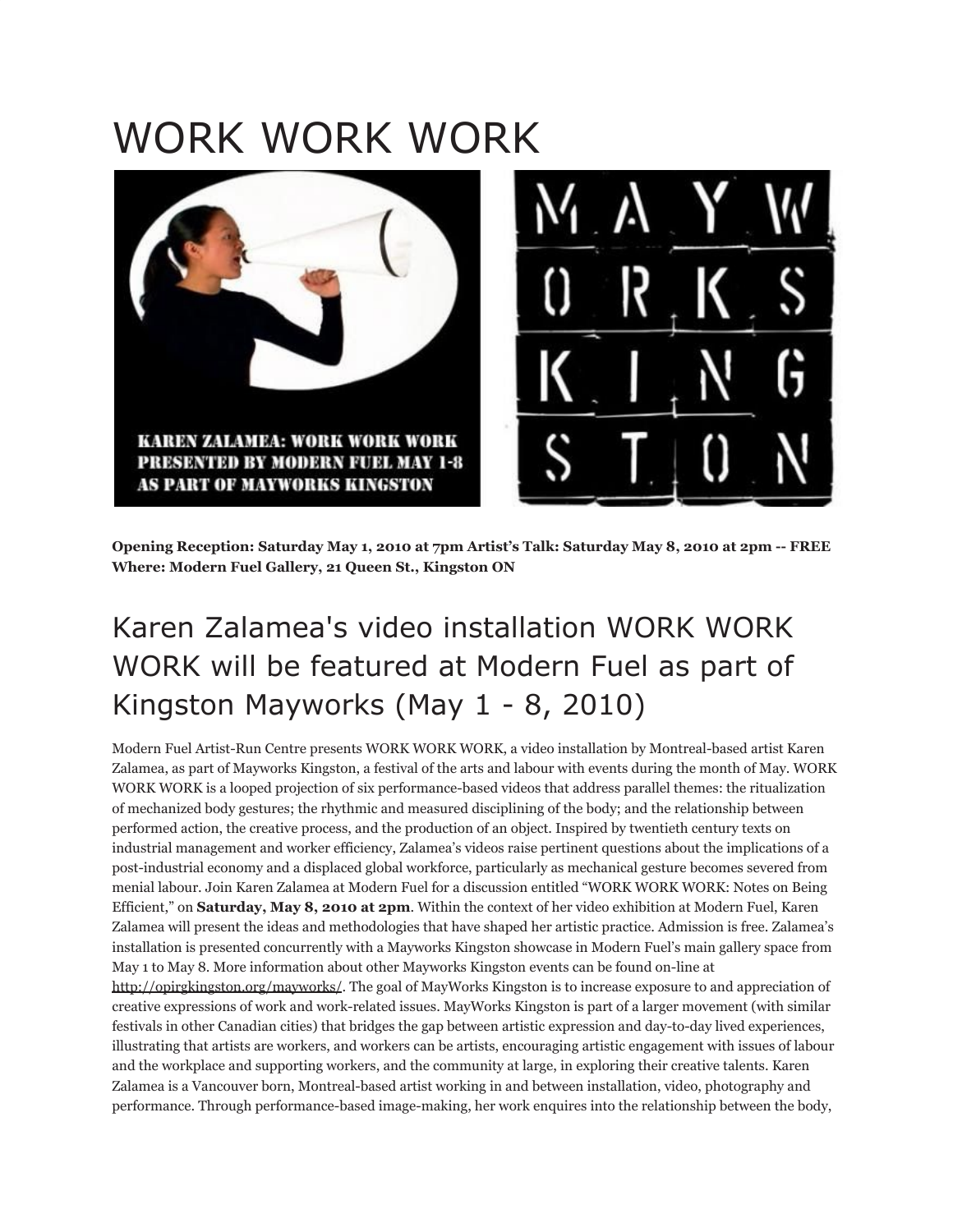# WORK WORK WORK

**Opening Reception: Saturday May 1, 2010 at 7pm Artist's Talk: Saturday May 8, 2010 at 2pm -- FREE Where: Modern Fuel Gallery, 21 Queen St., Kingston ON**

## Karen Zalamea's video installation WORK WORK WORK will be featured at Modern Fuel as part of Kingston Mayworks (May 1 - 8, 2010)

Modern Fuel Artist-Run Centre presents WORK WORK WORK, a video installation by Montreal-based artist Karen Zalamea, as part of Mayworks Kingston, a festival of the arts and labour with events during the month of May. WORK WORK WORK is a looped projection of six performance-based videos that address parallel themes: the ritualization of mechanized body gestures; the rhythmic and measured disciplining of the body; and the relationship between performed action, the creative process, and the production of an object. Inspired by twentieth century texts on industrial management and worker efficiency, Zalamea's videos raise pertinent questions about the implications of a post-industrial economy and a displaced global workforce, particularly as mechanical gesture becomes severed from menial labour. Join Karen Zalamea at Modern Fuel for a discussion entitled "WORK WORK WORK: Notes on Being Efficient," on **Saturday, May 8, 2010 at 2pm**. Within the context of her video exhibition at Modern Fuel, Karen Zalamea will present the ideas and methodologies that have shaped her artistic practice. Admission is free. Zalamea's installation is presented concurrently with a Mayworks Kingston showcase in Modern Fuel's main gallery space from May 1 to May 8. More information about other Mayworks Kingston events can be found on-line at http://opirgkingston.org/mayworks/. The goal of MayWorks Kingston is to increase exposure to and appreciation of creative expressions of work and work-related issues. MayWorks Kingston is part of a larger movement (with similar festivals in other Canadian cities) that bridges the gap between artistic expression and day-to-day lived experiences, illustrating that artists are workers, and workers can be artists, encouraging artistic engagement with issues of labour and the workplace and supporting workers, and the community at large, in exploring their creative talents. Karen Zalamea is a Vancouver born, Montreal-based artist working in and between installation, video, photography and performance. Through performance-based image-making, her work enquires into the relationship between the body,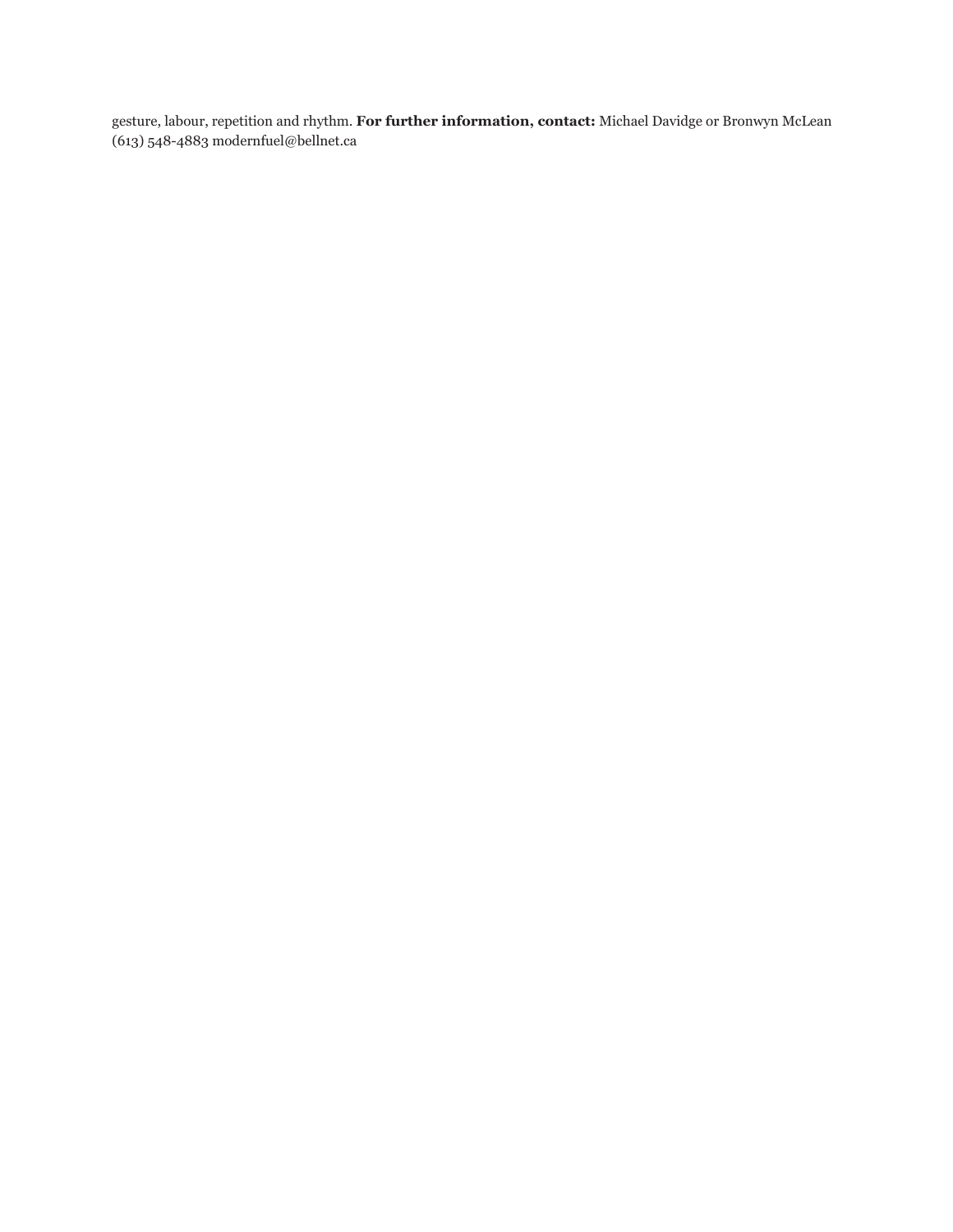gesture, labour, repetition and rhythm. **For further information, contact:** Michael Davidge or Bronwyn McLean (613) 548-4883 modernfuel@bellnet.ca